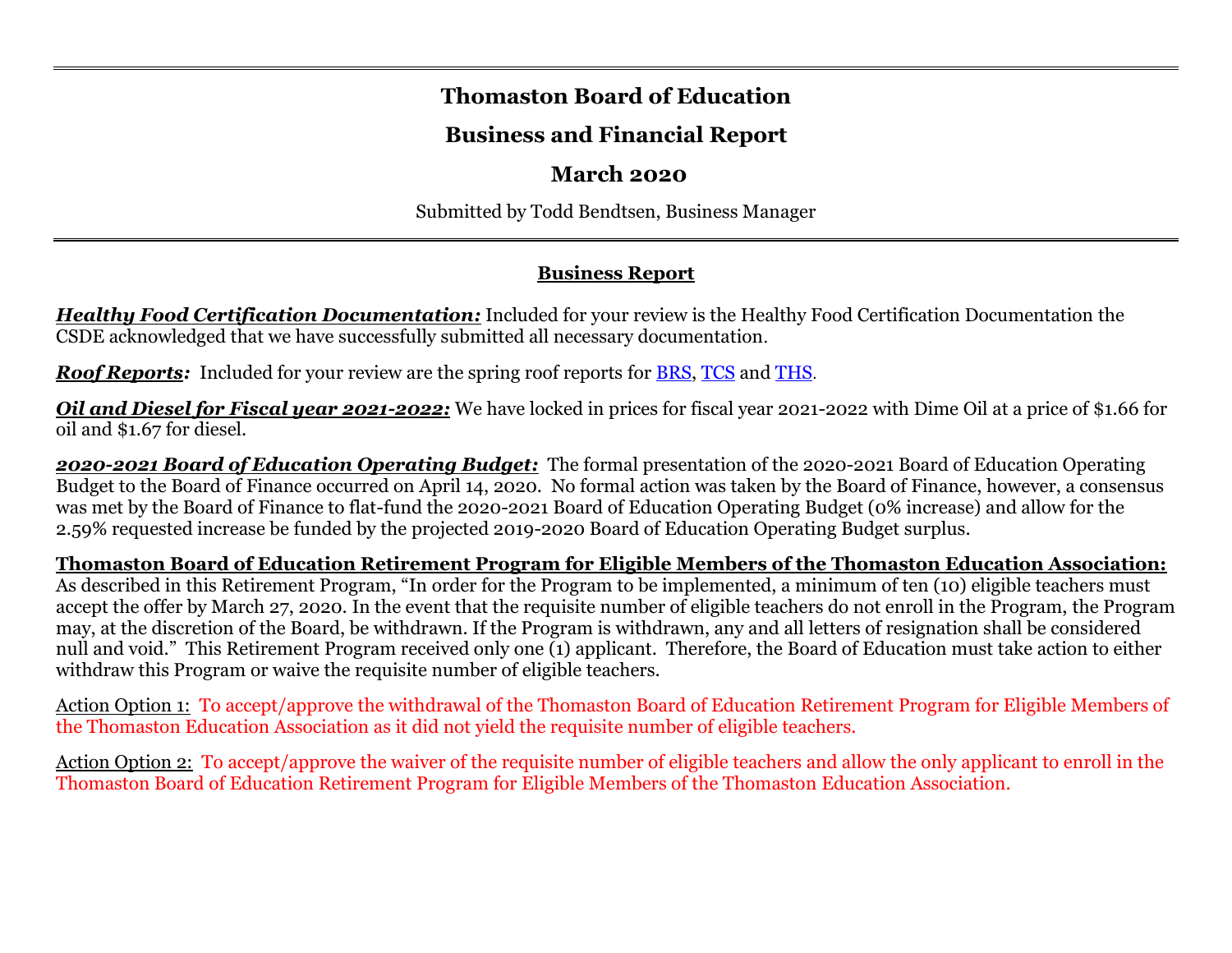# Thomaston Board of Education

## Business and Financial Report

## March 2020

Submitted by Todd Bendtsen, Business Manager

---

### Business Report

***Healthy Food Certification Documentation:*** Included for your review is the Healthy Food Certification Documentation the CSDE acknowledged that we have successfully submitted all necessary documentation.

***Roof Reports:*** Included for your review are the spring roof reports for BRS, TCS and THS.

***Oil and Diesel for Fiscal year 2021-2022:*** We have locked in prices for fiscal year 2021-2022 with Dime Oil at a price of $1.66 for oil and $1.67 for diesel.

***2020-2021 Board of Education Operating Budget:*** The formal presentation of the 2020-2021 Board of Education Operating Budget to the Board of Finance occurred on April 14, 2020. No formal action was taken by the Board of Finance, however, a consensus was met by the Board of Finance to flat-fund the 2020-2021 Board of Education Operating Budget (0% increase) and allow for the 2.59% requested increase be funded by the projected 2019-2020 Board of Education Operating Budget surplus.

**Thomaston Board of Education Retirement Program for Eligible Members of the Thomaston Education Association:** As described in this Retirement Program, "In order for the Program to be implemented, a minimum of ten (10) eligible teachers must accept the offer by March 27, 2020. In the event that the requisite number of eligible teachers do not enroll in the Program, the Program may, at the discretion of the Board, be withdrawn. If the Program is withdrawn, any and all letters of resignation shall be considered null and void." This Retirement Program received only one (1) applicant. Therefore, the Board of Education must take action to either withdraw this Program or waive the requisite number of eligible teachers.

Action Option 1: To accept/approve the withdrawal of the Thomaston Board of Education Retirement Program for Eligible Members of the Thomaston Education Association as it did not yield the requisite number of eligible teachers.

Action Option 2: To accept/approve the waiver of the requisite number of eligible teachers and allow the only applicant to enroll in the Thomaston Board of Education Retirement Program for Eligible Members of the Thomaston Education Association.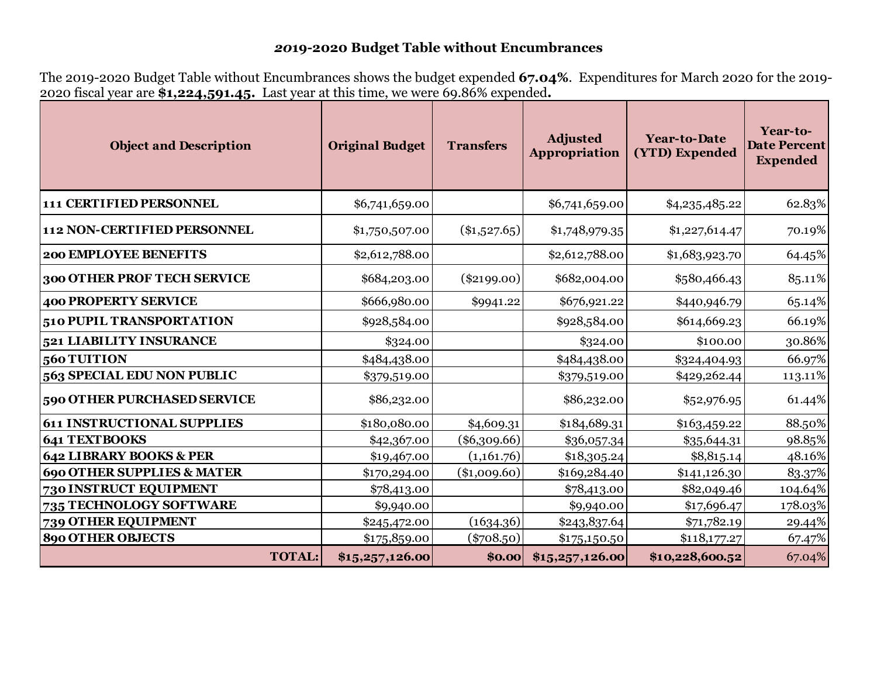## *2019-2020* Budget Table without Encumbrances

The 2019-2020 Budget Table without Encumbrances shows the budget expended **67.04%**. Expenditures for March 2020 for the 2019-2020 fiscal year are **$1,224,591.45.** Last year at this time, we were 69.86% expended**.**

| Object and Description | Original Budget | Transfers | Adjusted Appropriation | Year-to-Date (YTD) Expended | Year-to-Date Percent Expended |
|---|---|---|---|---|---|
| **111 CERTIFIED PERSONNEL** | $6,741,659.00 | | $6,741,659.00 | $4,235,485.22 | 62.83% |
| **112 NON-CERTIFIED PERSONNEL** | $1,750,507.00 | ($1,527.65) | $1,748,979.35 | $1,227,614.47 | 70.19% |
| **200 EMPLOYEE BENEFITS** | $2,612,788.00 | | $2,612,788.00 | $1,683,923.70 | 64.45% |
| **300 OTHER PROF TECH SERVICE** | $684,203.00 | ($2199.00) | $682,004.00 | $580,466.43 | 85.11% |
| **400 PROPERTY SERVICE** | $666,980.00 | $9941.22 | $676,921.22 | $440,946.79 | 65.14% |
| **510 PUPIL TRANSPORTATION** | $928,584.00 | | $928,584.00 | $614,669.23 | 66.19% |
| **521 LIABILITY INSURANCE** | $324.00 | | $324.00 | $100.00 | 30.86% |
| **560 TUITION** | $484,438.00 | | $484,438.00 | $324,404.93 | 66.97% |
| **563 SPECIAL EDU NON PUBLIC** | $379,519.00 | | $379,519.00 | $429,262.44 | 113.11% |
| **590 OTHER PURCHASED SERVICE** | $86,232.00 | | $86,232.00 | $52,976.95 | 61.44% |
| **611 INSTRUCTIONAL SUPPLIES** | $180,080.00 | $4,609.31 | $184,689.31 | $163,459.22 | 88.50% |
| **641 TEXTBOOKS** | $42,367.00 | ($6,309.66) | $36,057.34 | $35,644.31 | 98.85% |
| **642 LIBRARY BOOKS & PER** | $19,467.00 | (1,161.76) | $18,305.24 | $8,815.14 | 48.16% |
| **690 OTHER SUPPLIES & MATER** | $170,294.00 | ($1,009.60) | $169,284.40 | $141,126.30 | 83.37% |
| **730 INSTRUCT EQUIPMENT** | $78,413.00 | | $78,413.00 | $82,049.46 | 104.64% |
| **735 TECHNOLOGY SOFTWARE** | $9,940.00 | | $9,940.00 | $17,696.47 | 178.03% |
| **739 OTHER EQUIPMENT** | $245,472.00 | (1634.36) | $243,837.64 | $71,782.19 | 29.44% |
| **890 OTHER OBJECTS** | $175,859.00 | ($708.50) | $175,150.50 | $118,177.27 | 67.47% |
| **TOTAL:** | **$15,257,126.00** | **$0.00** | **$15,257,126.00** | **$10,228,600.52** | 67.04% |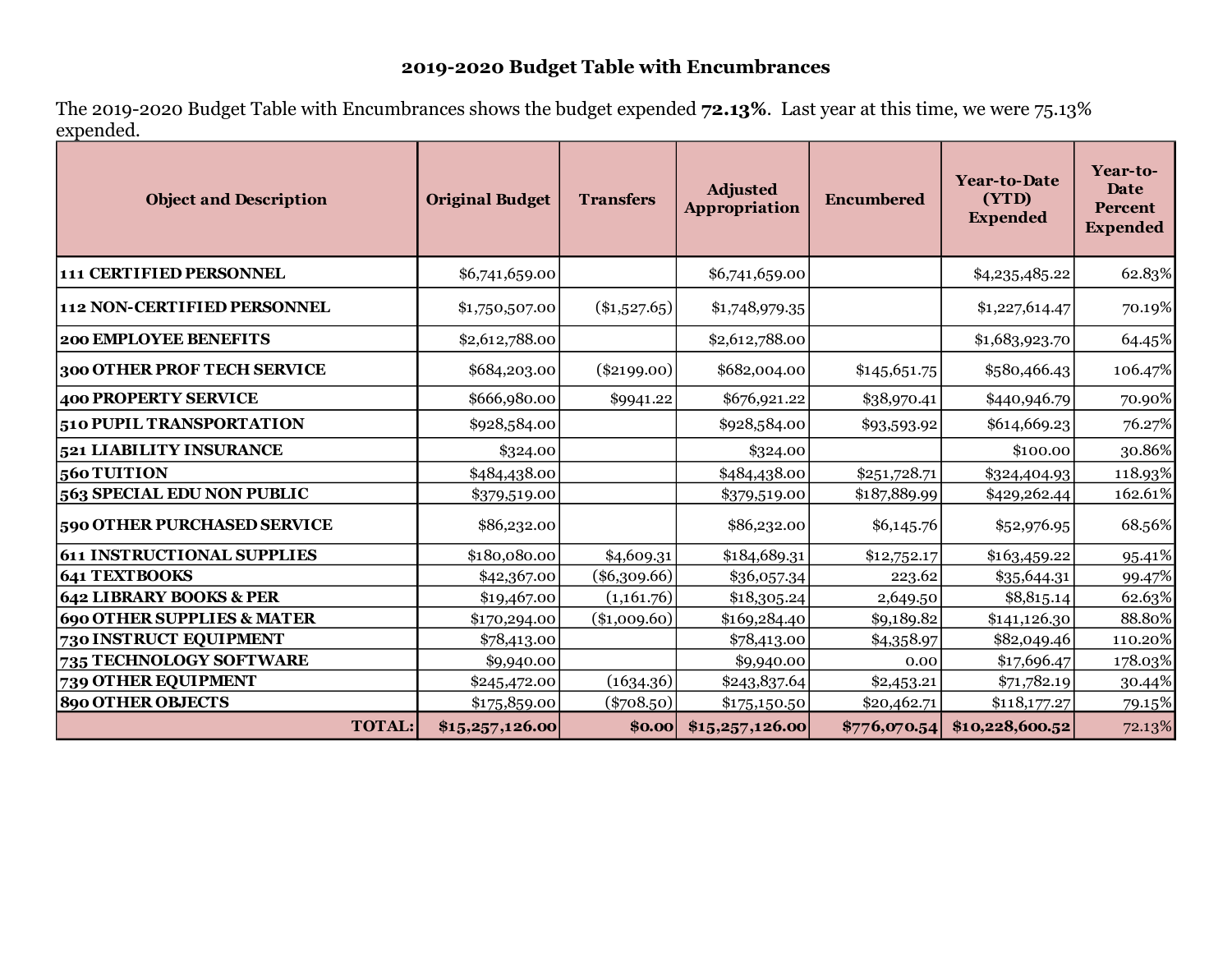# 2019-2020 Budget Table with Encumbrances

The 2019-2020 Budget Table with Encumbrances shows the budget expended **72.13%**. Last year at this time, we were 75.13% expended.

| Object and Description | Original Budget | Transfers | Adjusted Appropriation | Encumbered | Year-to-Date (YTD) Expended | Year-to-Date Percent Expended |
|---|---|---|---|---|---|---|
| **111 CERTIFIED PERSONNEL** | $6,741,659.00 | | $6,741,659.00 | | $4,235,485.22 | 62.83% |
| **112 NON-CERTIFIED PERSONNEL** | $1,750,507.00 | ($1,527.65) | $1,748,979.35 | | $1,227,614.47 | 70.19% |
| **200 EMPLOYEE BENEFITS** | $2,612,788.00 | | $2,612,788.00 | | $1,683,923.70 | 64.45% |
| **300 OTHER PROF TECH SERVICE** | $684,203.00 | ($2199.00) | $682,004.00 | $145,651.75 | $580,466.43 | 106.47% |
| **400 PROPERTY SERVICE** | $666,980.00 | $9941.22 | $676,921.22 | $38,970.41 | $440,946.79 | 70.90% |
| **510 PUPIL TRANSPORTATION** | $928,584.00 | | $928,584.00 | $93,593.92 | $614,669.23 | 76.27% |
| **521 LIABILITY INSURANCE** | $324.00 | | $324.00 | | $100.00 | 30.86% |
| **560 TUITION** | $484,438.00 | | $484,438.00 | $251,728.71 | $324,404.93 | 118.93% |
| **563 SPECIAL EDU NON PUBLIC** | $379,519.00 | | $379,519.00 | $187,889.99 | $429,262.44 | 162.61% |
| **590 OTHER PURCHASED SERVICE** | $86,232.00 | | $86,232.00 | $6,145.76 | $52,976.95 | 68.56% |
| **611 INSTRUCTIONAL SUPPLIES** | $180,080.00 | $4,609.31 | $184,689.31 | $12,752.17 | $163,459.22 | 95.41% |
| **641 TEXTBOOKS** | $42,367.00 | ($6,309.66) | $36,057.34 | 223.62 | $35,644.31 | 99.47% |
| **642 LIBRARY BOOKS & PER** | $19,467.00 | (1,161.76) | $18,305.24 | 2,649.50 | $8,815.14 | 62.63% |
| **690 OTHER SUPPLIES & MATER** | $170,294.00 | ($1,009.60) | $169,284.40 | $9,189.82 | $141,126.30 | 88.80% |
| **730 INSTRUCT EQUIPMENT** | $78,413.00 | | $78,413.00 | $4,358.97 | $82,049.46 | 110.20% |
| **735 TECHNOLOGY SOFTWARE** | $9,940.00 | | $9,940.00 | 0.00 | $17,696.47 | 178.03% |
| **739 OTHER EQUIPMENT** | $245,472.00 | (1634.36) | $243,837.64 | $2,453.21 | $71,782.19 | 30.44% |
| **890 OTHER OBJECTS** | $175,859.00 | ($708.50) | $175,150.50 | $20,462.71 | $118,177.27 | 79.15% |
| **TOTAL:** | **$15,257,126.00** | **$0.00** | **$15,257,126.00** | **$776,070.54** | **$10,228,600.52** | 72.13% |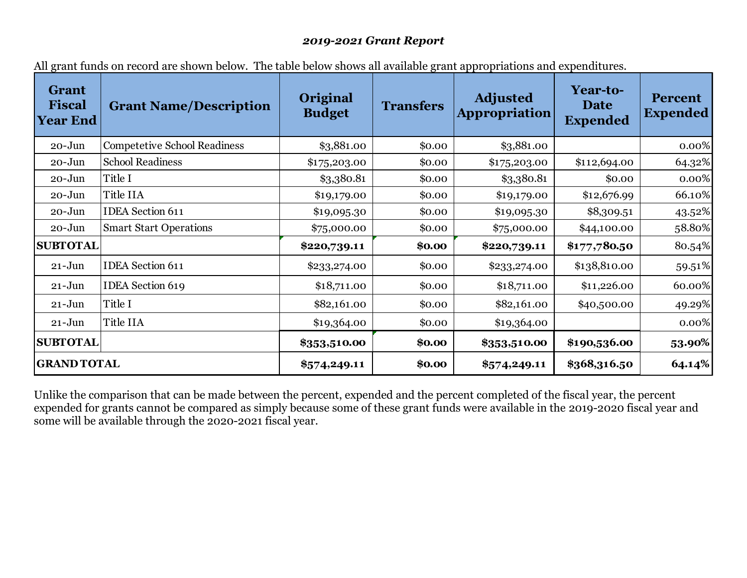***2019-2021 Grant Report***

All grant funds on record are shown below. The table below shows all available grant appropriations and expenditures.

| Grant Fiscal Year End | Grant Name/Description | Original Budget | Transfers | Adjusted Appropriation | Year-to-Date Expended | Percent Expended |
|---|---|---|---|---|---|---|
| 20-Jun | Competetive School Readiness | $3,881.00 | $0.00 | $3,881.00 | | 0.00% |
| 20-Jun | School Readiness | $175,203.00 | $0.00 | $175,203.00 | $112,694.00 | 64.32% |
| 20-Jun | Title I | $3,380.81 | $0.00 | $3,380.81 | $0.00 | 0.00% |
| 20-Jun | Title IIA | $19,179.00 | $0.00 | $19,179.00 | $12,676.99 | 66.10% |
| 20-Jun | IDEA Section 611 | $19,095.30 | $0.00 | $19,095.30 | $8,309.51 | 43.52% |
| 20-Jun | Smart Start Operations | $75,000.00 | $0.00 | $75,000.00 | $44,100.00 | 58.80% |
| **SUBTOTAL** | | **$220,739.11** | **$0.00** | **$220,739.11** | **$177,780.50** | 80.54% |
| 21-Jun | IDEA Section 611 | $233,274.00 | $0.00 | $233,274.00 | $138,810.00 | 59.51% |
| 21-Jun | IDEA Section 619 | $18,711.00 | $0.00 | $18,711.00 | $11,226.00 | 60.00% |
| 21-Jun | Title I | $82,161.00 | $0.00 | $82,161.00 | $40,500.00 | 49.29% |
| 21-Jun | Title IIA | $19,364.00 | $0.00 | $19,364.00 | | 0.00% |
| **SUBTOTAL** | | **$353,510.00** | **$0.00** | **$353,510.00** | **$190,536.00** | **53.90%** |
| **GRAND TOTAL** | | **$574,249.11** | **$0.00** | **$574,249.11** | **$368,316.50** | **64.14%** |

Unlike the comparison that can be made between the percent, expended and the percent completed of the fiscal year, the percent expended for grants cannot be compared as simply because some of these grant funds were available in the 2019-2020 fiscal year and some will be available through the 2020-2021 fiscal year.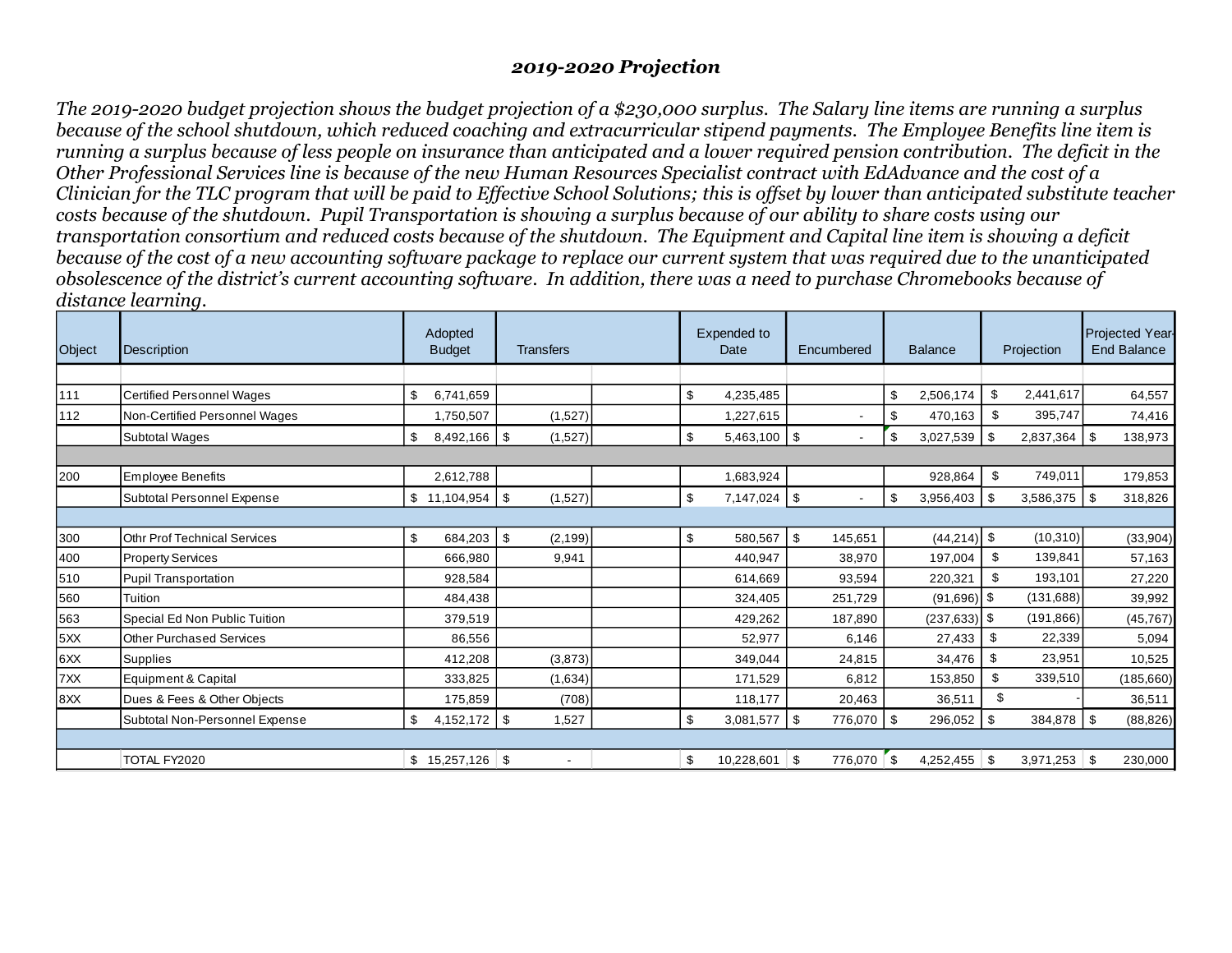### *2019-2020 Projection*

*The 2019-2020 budget projection shows the budget projection of a $230,000 surplus. The Salary line items are running a surplus because of the school shutdown, which reduced coaching and extracurricular stipend payments. The Employee Benefits line item is running a surplus because of less people on insurance than anticipated and a lower required pension contribution. The deficit in the Other Professional Services line is because of the new Human Resources Specialist contract with EdAdvance and the cost of a Clinician for the TLC program that will be paid to Effective School Solutions; this is offset by lower than anticipated substitute teacher costs because of the shutdown. Pupil Transportation is showing a surplus because of our ability to share costs using our transportation consortium and reduced costs because of the shutdown. The Equipment and Capital line item is showing a deficit because of the cost of a new accounting software package to replace our current system that was required due to the unanticipated obsolescence of the district's current accounting software. In addition, there was a need to purchase Chromebooks because of distance learning.*

| Object | Description | Adopted Budget | Transfers | Expended to Date | Encumbered | Balance | Projection | Projected Year-End Balance |
|---|---|---|---|---|---|---|---|---|
| 111 | Certified Personnel Wages | $ 6,741,659 | | $ 4,235,485 | | $ 2,506,174 | $ 2,441,617 | 64,557 |
| 112 | Non-Certified Personnel Wages | 1,750,507 | (1,527) | 1,227,615 | - | $ 470,163 | $ 395,747 | 74,416 |
| | Subtotal Wages | $ 8,492,166 | $ (1,527) | $ 5,463,100 | $ - | $ 3,027,539 | $ 2,837,364 | $ 138,973 |
| 200 | Employee Benefits | 2,612,788 | | 1,683,924 | | 928,864 | $ 749,011 | 179,853 |
| | Subtotal Personnel Expense | $ 11,104,954 | $ (1,527) | $ 7,147,024 | $ - | $ 3,956,403 | $ 3,586,375 | $ 318,826 |
| 300 | Othr Prof Technical Services | $ 684,203 | $ (2,199) | $ 580,567 | $ 145,651 | (44,214) | $ (10,310) | (33,904) |
| 400 | Property Services | 666,980 | 9,941 | 440,947 | 38,970 | 197,004 | $ 139,841 | 57,163 |
| 510 | Pupil Transportation | 928,584 | | 614,669 | 93,594 | 220,321 | $ 193,101 | 27,220 |
| 560 | Tuition | 484,438 | | 324,405 | 251,729 | (91,696) | $ (131,688) | 39,992 |
| 563 | Special Ed Non Public Tuition | 379,519 | | 429,262 | 187,890 | (237,633) | $ (191,866) | (45,767) |
| 5XX | Other Purchased Services | 86,556 | | 52,977 | 6,146 | 27,433 | $ 22,339 | 5,094 |
| 6XX | Supplies | 412,208 | (3,873) | 349,044 | 24,815 | 34,476 | $ 23,951 | 10,525 |
| 7XX | Equipment & Capital | 333,825 | (1,634) | 171,529 | 6,812 | 153,850 | $ 339,510 | (185,660) |
| 8XX | Dues & Fees & Other Objects | 175,859 | (708) | 118,177 | 20,463 | 36,511 | $ - | 36,511 |
| | Subtotal Non-Personnel Expense | $ 4,152,172 | $ 1,527 | $ 3,081,577 | $ 776,070 | $ 296,052 | $ 384,878 | $ (88,826) |
| | TOTAL FY2020 | $ 15,257,126 | $ - | $ 10,228,601 | $ 776,070 | $ 4,252,455 | $ 3,971,253 | $ 230,000 |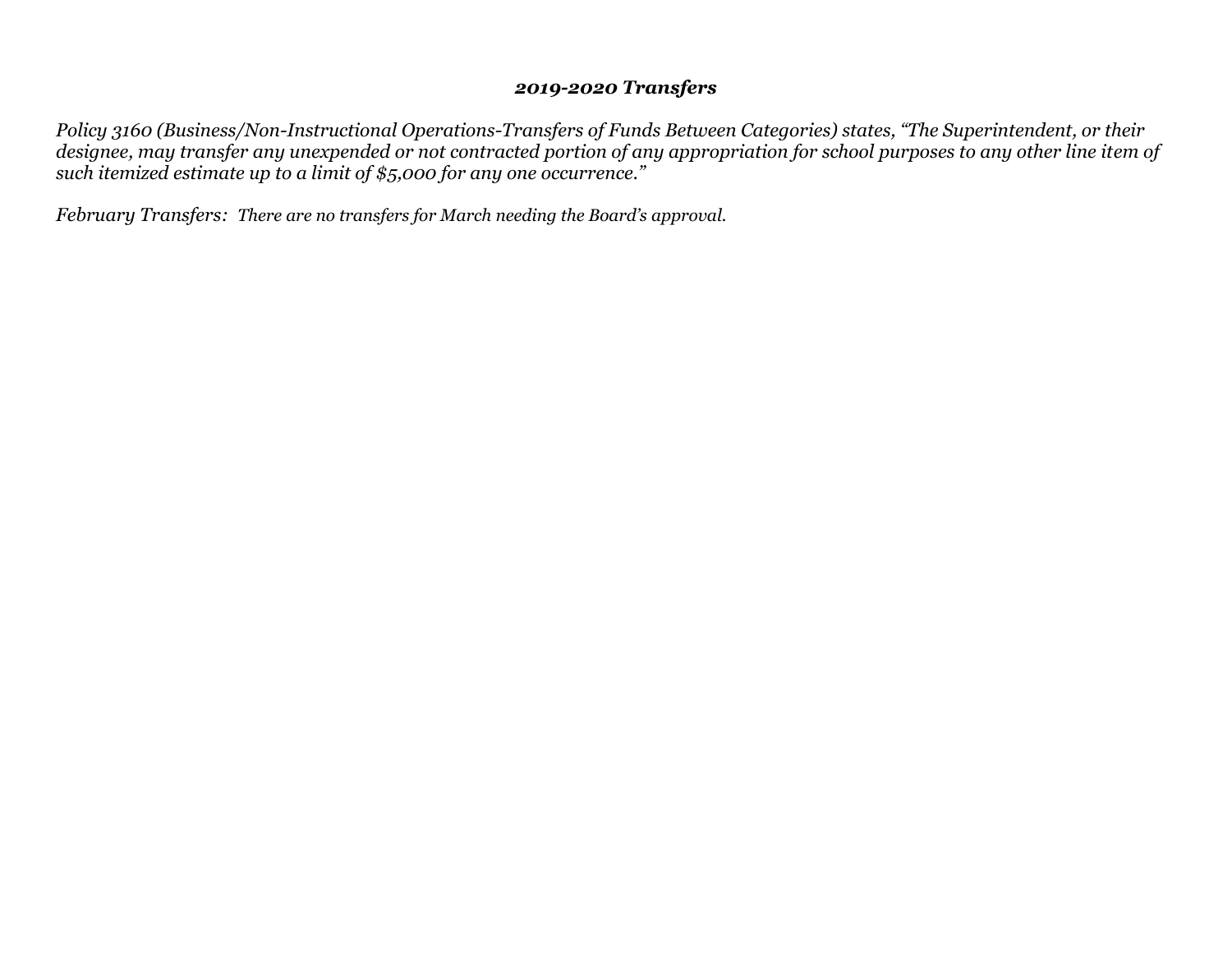## *2019-2020 Transfers*

*Policy 3160 (Business/Non-Instructional Operations-Transfers of Funds Between Categories) states, "The Superintendent, or their designee, may transfer any unexpended or not contracted portion of any appropriation for school purposes to any other line item of such itemized estimate up to a limit of $5,000 for any one occurrence."*

*February Transfers: There are no transfers for March needing the Board's approval.*